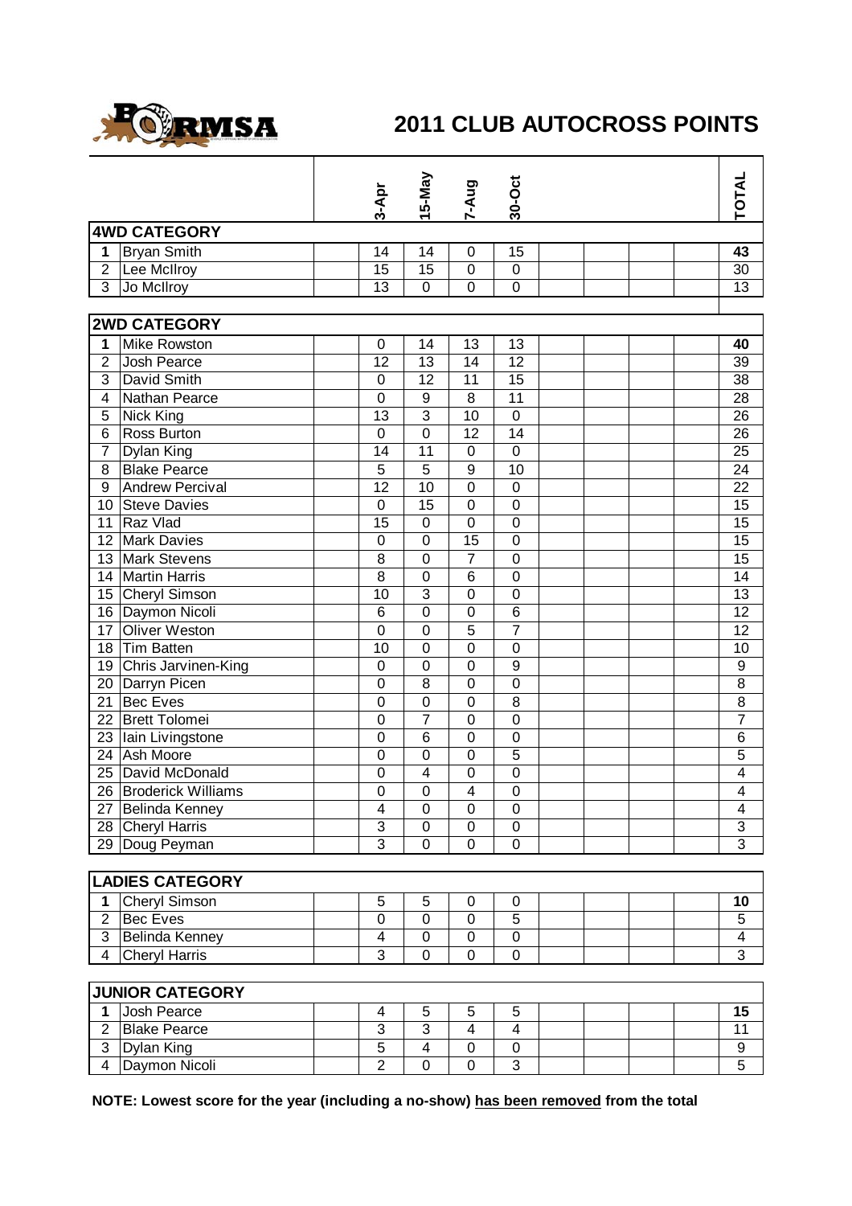# 2011 CLUB AUTOCROSS POINTS

| | | 3-Apr | 15-May | 7-Aug | 30-Oct | | | | | TOTAL |
|---|---|---|---|---|---|---|---|---|---|---|
| **4WD CATEGORY** | | | | | | | | | | |
| **1** | Bryan Smith | 14 | 14 | 0 | 15 | | | | | **43** |
| 2 | Lee McIlroy | 15 | 15 | 0 | 0 | | | | | 30 |
| 3 | Jo McIlroy | 13 | 0 | 0 | 0 | | | | | 13 |

| | | 3-Apr | 15-May | 7-Aug | 30-Oct | | | | | TOTAL |
|---|---|---|---|---|---|---|---|---|---|---|
| **2WD CATEGORY** | | | | | | | | | | |
| **1** | Mike Rowston | 0 | 14 | 13 | 13 | | | | | **40** |
| 2 | Josh Pearce | 12 | 13 | 14 | 12 | | | | | 39 |
| 3 | David Smith | 0 | 12 | 11 | 15 | | | | | 38 |
| 4 | Nathan Pearce | 0 | 9 | 8 | 11 | | | | | 28 |
| 5 | Nick King | 13 | 3 | 10 | 0 | | | | | 26 |
| 6 | Ross Burton | 0 | 0 | 12 | 14 | | | | | 26 |
| 7 | Dylan King | 14 | 11 | 0 | 0 | | | | | 25 |
| 8 | Blake Pearce | 5 | 5 | 9 | 10 | | | | | 24 |
| 9 | Andrew Percival | 12 | 10 | 0 | 0 | | | | | 22 |
| 10 | Steve Davies | 0 | 15 | 0 | 0 | | | | | 15 |
| 11 | Raz Vlad | 15 | 0 | 0 | 0 | | | | | 15 |
| 12 | Mark Davies | 0 | 0 | 15 | 0 | | | | | 15 |
| 13 | Mark Stevens | 8 | 0 | 7 | 0 | | | | | 15 |
| 14 | Martin Harris | 8 | 0 | 6 | 0 | | | | | 14 |
| 15 | Cheryl Simson | 10 | 3 | 0 | 0 | | | | | 13 |
| 16 | Daymon Nicoli | 6 | 0 | 0 | 6 | | | | | 12 |
| 17 | Oliver Weston | 0 | 0 | 5 | 7 | | | | | 12 |
| 18 | Tim Batten | 10 | 0 | 0 | 0 | | | | | 10 |
| 19 | Chris Jarvinen-King | 0 | 0 | 0 | 9 | | | | | 9 |
| 20 | Darryn Picen | 0 | 8 | 0 | 0 | | | | | 8 |
| 21 | Bec Eves | 0 | 0 | 0 | 8 | | | | | 8 |
| 22 | Brett Tolomei | 0 | 7 | 0 | 0 | | | | | 7 |
| 23 | Iain Livingstone | 0 | 6 | 0 | 0 | | | | | 6 |
| 24 | Ash Moore | 0 | 0 | 0 | 5 | | | | | 5 |
| 25 | David McDonald | 0 | 4 | 0 | 0 | | | | | 4 |
| 26 | Broderick Williams | 0 | 0 | 4 | 0 | | | | | 4 |
| 27 | Belinda Kenney | 4 | 0 | 0 | 0 | | | | | 4 |
| 28 | Cheryl Harris | 3 | 0 | 0 | 0 | | | | | 3 |
| 29 | Doug Peyman | 3 | 0 | 0 | 0 | | | | | 3 |

| | | 3-Apr | 15-May | 7-Aug | 30-Oct | | | | | TOTAL |
|---|---|---|---|---|---|---|---|---|---|---|
| **LADIES CATEGORY** | | | | | | | | | | |
| **1** | Cheryl Simson | 5 | 5 | 0 | 0 | | | | | **10** |
| 2 | Bec Eves | 0 | 0 | 0 | 5 | | | | | 5 |
| 3 | Belinda Kenney | 4 | 0 | 0 | 0 | | | | | 4 |
| 4 | Cheryl Harris | 3 | 0 | 0 | 0 | | | | | 3 |

| | | 3-Apr | 15-May | 7-Aug | 30-Oct | | | | | TOTAL |
|---|---|---|---|---|---|---|---|---|---|---|
| **JUNIOR CATEGORY** | | | | | | | | | | |
| **1** | Josh Pearce | 4 | 5 | 5 | 5 | | | | | **15** |
| 2 | Blake Pearce | 3 | 3 | 4 | 4 | | | | | 11 |
| 3 | Dylan King | 5 | 4 | 0 | 0 | | | | | 9 |
| 4 | Daymon Nicoli | 2 | 0 | 0 | 3 | | | | | 5 |

**NOTE: Lowest score for the year (including a no-show) has been removed from the total**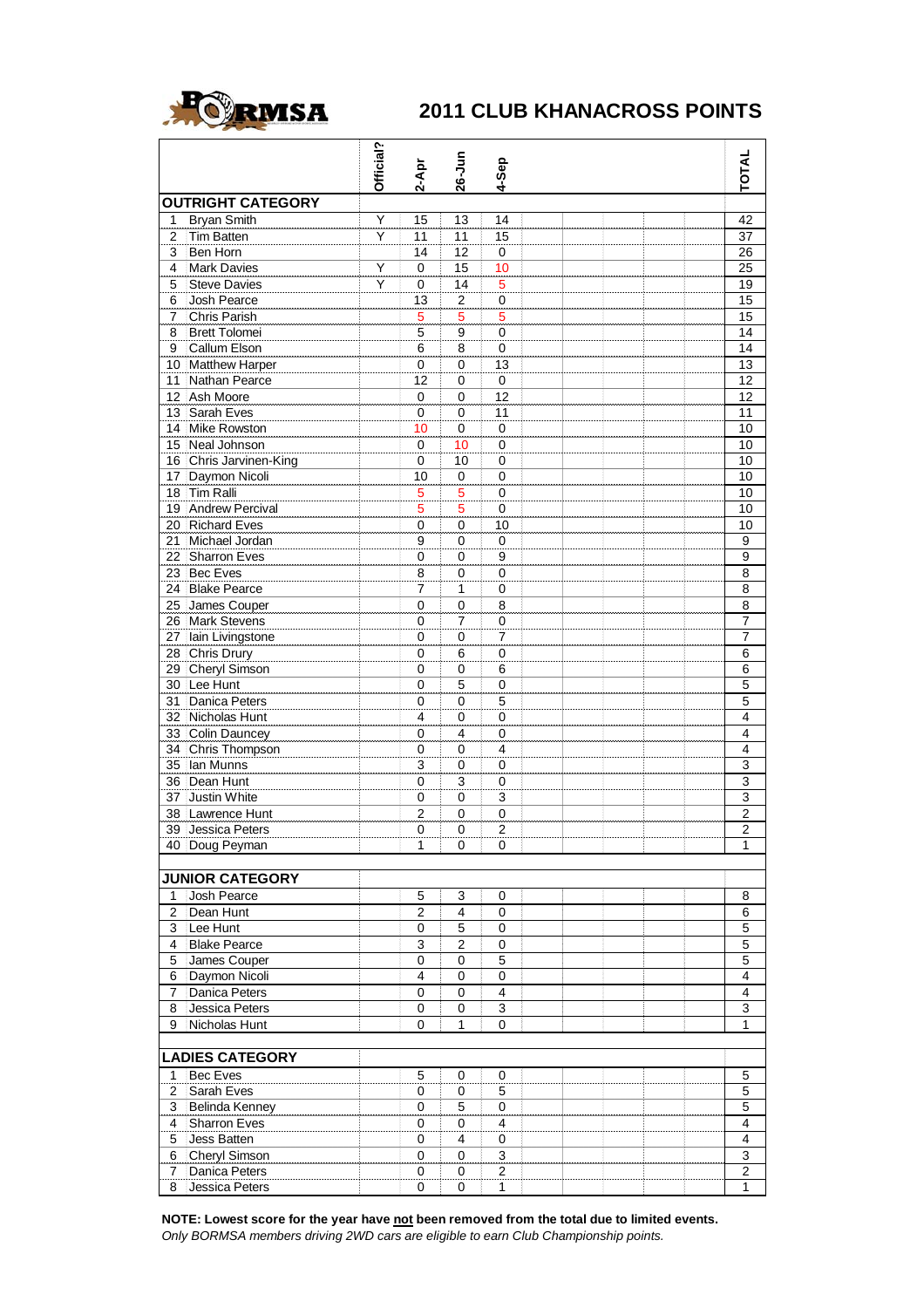# 2011 CLUB KHANACROSS POINTS

| | | Official? | 2-Apr | 26-Jun | 4-Sep | | | | | TOTAL |
|---|---|---|---|---|---|---|---|---|---|---|
| **OUTRIGHT CATEGORY** | | | | | | | | | | |
| 1 | Bryan Smith | Y | 15 | 13 | 14 | | | | | 42 |
| 2 | Tim Batten | Y | 11 | 11 | 15 | | | | | 37 |
| 3 | Ben Horn | | 14 | 12 | 0 | | | | | 26 |
| 4 | Mark Davies | Y | 0 | 15 | 10 | | | | | 25 |
| 5 | Steve Davies | Y | 0 | 14 | 5 | | | | | 19 |
| 6 | Josh Pearce | | 13 | 2 | 0 | | | | | 15 |
| 7 | Chris Parish | | 5 | 5 | 5 | | | | | 15 |
| 8 | Brett Tolomei | | 5 | 9 | 0 | | | | | 14 |
| 9 | Callum Elson | | 6 | 8 | 0 | | | | | 14 |
| 10 | Matthew Harper | | 0 | 0 | 13 | | | | | 13 |
| 11 | Nathan Pearce | | 12 | 0 | 0 | | | | | 12 |
| 12 | Ash Moore | | 0 | 0 | 12 | | | | | 12 |
| 13 | Sarah Eves | | 0 | 0 | 11 | | | | | 11 |
| 14 | Mike Rowston | | 10 | 0 | 0 | | | | | 10 |
| 15 | Neal Johnson | | 0 | 10 | 0 | | | | | 10 |
| 16 | Chris Jarvinen-King | | 0 | 10 | 0 | | | | | 10 |
| 17 | Daymon Nicoli | | 10 | 0 | 0 | | | | | 10 |
| 18 | Tim Ralli | | 5 | 5 | 0 | | | | | 10 |
| 19 | Andrew Percival | | 5 | 5 | 0 | | | | | 10 |
| 20 | Richard Eves | | 0 | 0 | 10 | | | | | 10 |
| 21 | Michael Jordan | | 9 | 0 | 0 | | | | | 9 |
| 22 | Sharron Eves | | 0 | 0 | 9 | | | | | 9 |
| 23 | Bec Eves | | 8 | 0 | 0 | | | | | 8 |
| 24 | Blake Pearce | | 7 | 1 | 0 | | | | | 8 |
| 25 | James Couper | | 0 | 0 | 8 | | | | | 8 |
| 26 | Mark Stevens | | 0 | 7 | 0 | | | | | 7 |
| 27 | Iain Livingstone | | 0 | 0 | 7 | | | | | 7 |
| 28 | Chris Drury | | 0 | 6 | 0 | | | | | 6 |
| 29 | Cheryl Simson | | 0 | 0 | 6 | | | | | 6 |
| 30 | Lee Hunt | | 0 | 5 | 0 | | | | | 5 |
| 31 | Danica Peters | | 0 | 0 | 5 | | | | | 5 |
| 32 | Nicholas Hunt | | 4 | 0 | 0 | | | | | 4 |
| 33 | Colin Dauncey | | 0 | 4 | 0 | | | | | 4 |
| 34 | Chris Thompson | | 0 | 0 | 4 | | | | | 4 |
| 35 | Ian Munns | | 3 | 0 | 0 | | | | | 3 |
| 36 | Dean Hunt | | 0 | 3 | 0 | | | | | 3 |
| 37 | Justin White | | 0 | 0 | 3 | | | | | 3 |
| 38 | Lawrence Hunt | | 2 | 0 | 0 | | | | | 2 |
| 39 | Jessica Peters | | 0 | 0 | 2 | | | | | 2 |
| 40 | Doug Peyman | | 1 | 0 | 0 | | | | | 1 |
| **JUNIOR CATEGORY** | | | | | | | | | | |
| 1 | Josh Pearce | | 5 | 3 | 0 | | | | | 8 |
| 2 | Dean Hunt | | 2 | 4 | 0 | | | | | 6 |
| 3 | Lee Hunt | | 0 | 5 | 0 | | | | | 5 |
| 4 | Blake Pearce | | 3 | 2 | 0 | | | | | 5 |
| 5 | James Couper | | 0 | 0 | 5 | | | | | 5 |
| 6 | Daymon Nicoli | | 4 | 0 | 0 | | | | | 4 |
| 7 | Danica Peters | | 0 | 0 | 4 | | | | | 4 |
| 8 | Jessica Peters | | 0 | 0 | 3 | | | | | 3 |
| 9 | Nicholas Hunt | | 0 | 1 | 0 | | | | | 1 |
| **LADIES CATEGORY** | | | | | | | | | | |
| 1 | Bec Eves | | 5 | 0 | 0 | | | | | 5 |
| 2 | Sarah Eves | | 0 | 0 | 5 | | | | | 5 |
| 3 | Belinda Kenney | | 0 | 5 | 0 | | | | | 5 |
| 4 | Sharron Eves | | 0 | 0 | 4 | | | | | 4 |
| 5 | Jess Batten | | 0 | 4 | 0 | | | | | 4 |
| 6 | Cheryl Simson | | 0 | 0 | 3 | | | | | 3 |
| 7 | Danica Peters | | 0 | 0 | 2 | | | | | 2 |
| 8 | Jessica Peters | | 0 | 0 | 1 | | | | | 1 |

**NOTE: Lowest score for the year have not been removed from the total due to limited events.**

*Only BORMSA members driving 2WD cars are eligible to earn Club Championship points.*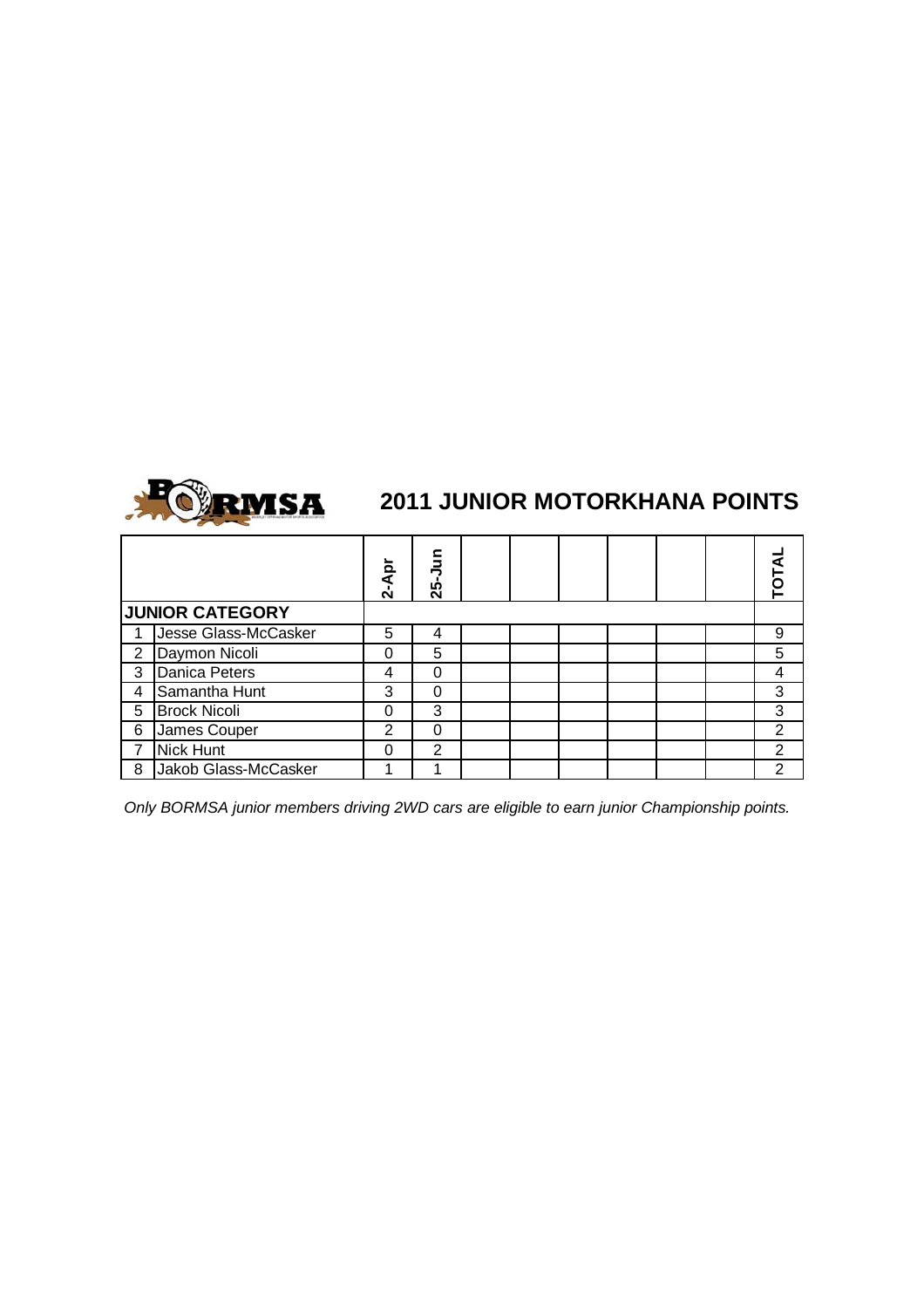## 2011 JUNIOR MOTORKHANA POINTS

| | | 2-Apr | 25-Jun | | | | | | | TOTAL |
|---|---|---|---|---|---|---|---|---|---|---|
| **JUNIOR CATEGORY** | | | | | | | | | | |
| 1 | Jesse Glass-McCasker | 5 | 4 | | | | | | | 9 |
| 2 | Daymon Nicoli | 0 | 5 | | | | | | | 5 |
| 3 | Danica Peters | 4 | 0 | | | | | | | 4 |
| 4 | Samantha Hunt | 3 | 0 | | | | | | | 3 |
| 5 | Brock Nicoli | 0 | 3 | | | | | | | 3 |
| 6 | James Couper | 2 | 0 | | | | | | | 2 |
| 7 | Nick Hunt | 0 | 2 | | | | | | | 2 |
| 8 | Jakob Glass-McCasker | 1 | 1 | | | | | | | 2 |

*Only BORMSA junior members driving 2WD cars are eligible to earn junior Championship points.*